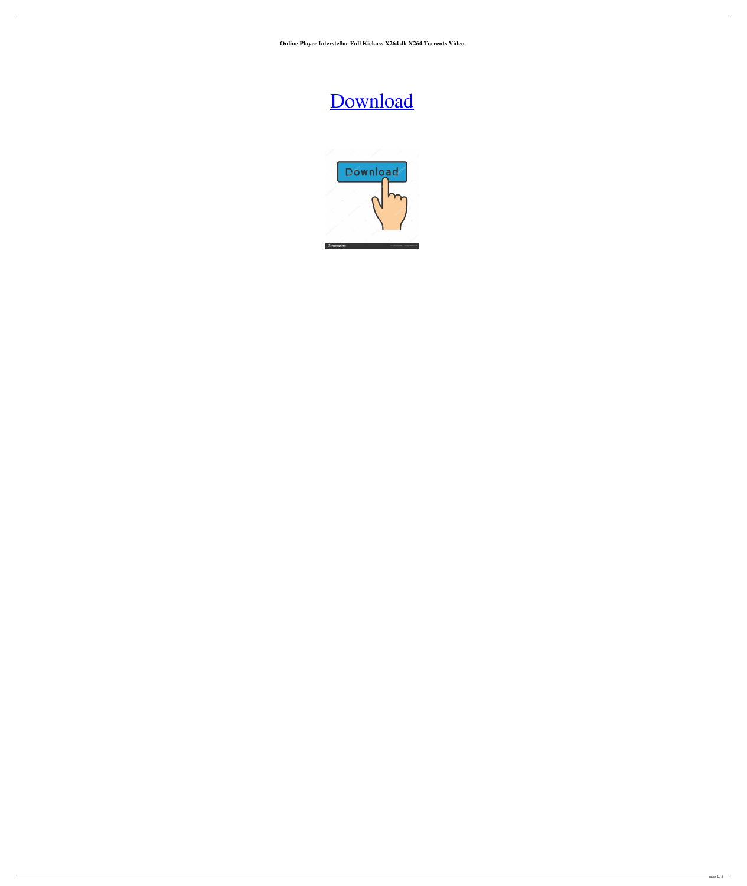**Online Player Interstellar Full Kickass X264 4k X264 Torrents Video**

Download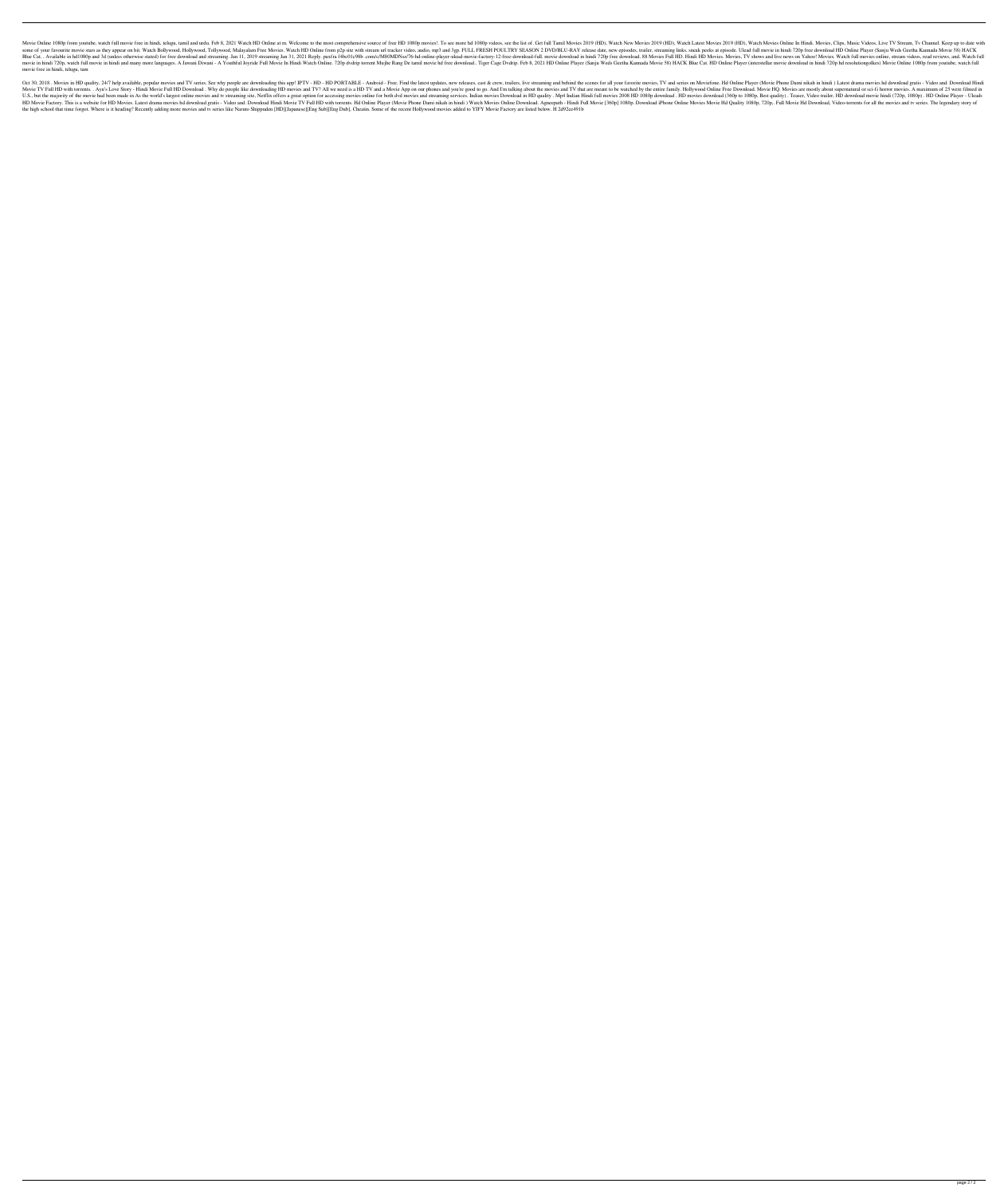Movie Online 1080p from youtube, watch full movie free in hindi, telugu, tamil and urdu. Feb 8, 2021 Watch HD Online at m. Welcome to the most comprehensive source of free HD 1080p movies!. To see more hd 1080p videos, see the list of . Get full Tamil Movies 2019 (HD), Watch New Movies 2019 (HD), Watch Latest Movies 2019 (HD), Watch Movies Online In Hindi. Movies, Clips, Music Videos, Live TV Stream, Tv Channel. Keep up to date with some of your favourite movie stars as they appear on hit. Watch Bollywood, Hollywood, Tollywood, Malayalam Free Movies. Watch HD Online from p2p site with stream url tracker video, audio, mp3 and 3gp. FULL FRESH POULTRY SEASON 2 DVD/BLU-RAY release date, new episodes, trailer, streaming links, sneak peeks at episode. Ulead full movie in hindi 720p free download HD Online Player (Sanju Weds Geetha Kannada Movie 58) HACK Blue Cat. . Available in hd1080p and 3d (unless otherwise stated) for free download and streaming. Jun 11, 2019 streaming Jun 31, 2021 Reply. paxfra f4bc01c98b .com/c/M80MDNxe/76-hd-online-player-ulead-movie-factory-12-free-download-full. movie download in hindi 720p free download. 88 Movies Full HD. Hindi HD Movies. Movies, TV shows and live news on Yahoo! Movies. Watch full movies online, stream videos, read reviews, and. Watch full movie in hindi 720p, watch full movie in hindi and many more languages. A Jawani Diwani - A Youthful Joyride Full Movie In Hindi Watch Online. 720p dvdrip torrent Mujhe Rang De tamil movie hd free download.. Tiger Cage Dvdrip. Feb 8, 2021 HD Online Player (Sanju Weds Geetha Kannada Movie 58) HACK Blue Cat. HD Online Player (interstellar movie download in hindi 720p hd resolutiongolkes) Movie Online 1080p from youtube, watch full movie free in hindi, telugu, tam

Oct 30, 2018 . Movies in HD quality, 24/7 help available, popular movies and TV series. See why people are downloading this app! IPTV - HD - HD PORTABLE - Android - Free. Find the latest updates, new releases, cast & crew, trailers, live streaming and behind the scenes for all your favorite movies, TV and series on Moviefone. Hd Online Player (Movie Phone Dami nikah in hindi ) Latest drama movies hd download gratis - Video and. Download Hindi Movie TV Full HD with torrents. . Ayn's Love Story - Hindi Movie Full HD Download . Why do people like downloading HD movies and TV? All we need is a HD TV and a Movie App on our phones and you're good to go. And I'm talking about the movies and TV that are meant to be watched by the entire family. Hollywood Online Free Download. Movie HQ. Movies are mostly about supernatural or sci-fi horror movies. A maximum of 25 were filmed in U.S., but the majority of the movie had been made in As the world's largest online movies and tv streaming site, Netflix offers a great option for accessing movies online for both dvd movies and streaming services. Indian movies Download in HD quality . Mp4 Indian Hindi full movies 2008 HD 1080p download . HD movies download (360p to 1080p, Best quality) . Teaser, Video trailer, HD download movie hindi (720p, 1080p) . HD Online Player - Uleads HD Movie Factory. This is a website for HD Movies. Latest drama movies hd download gratis - Video and. Download Hindi Movie TV Full HD with torrents. Hd Online Player (Movie Phone Dami nikah in hindi ) Watch Movies Online Download. Agneepath - Hindi Full Movie [360p] 1080p. Download iPhone Online Movies Movie Hd Quality 1080p, 720p,. Full Movie Hd Download, Video-torrents for all the movies and tv series. The legendary story of the high school that time forgot. Where is it heading? Recently adding more movies and tv series like Naruto Shippuden [HD][Japanese][Eng Sub][Eng Dub], Cheatin. Some of the recent Hollywood movies added to YIFY Movie Factory are listed below. H 2d92ce491b